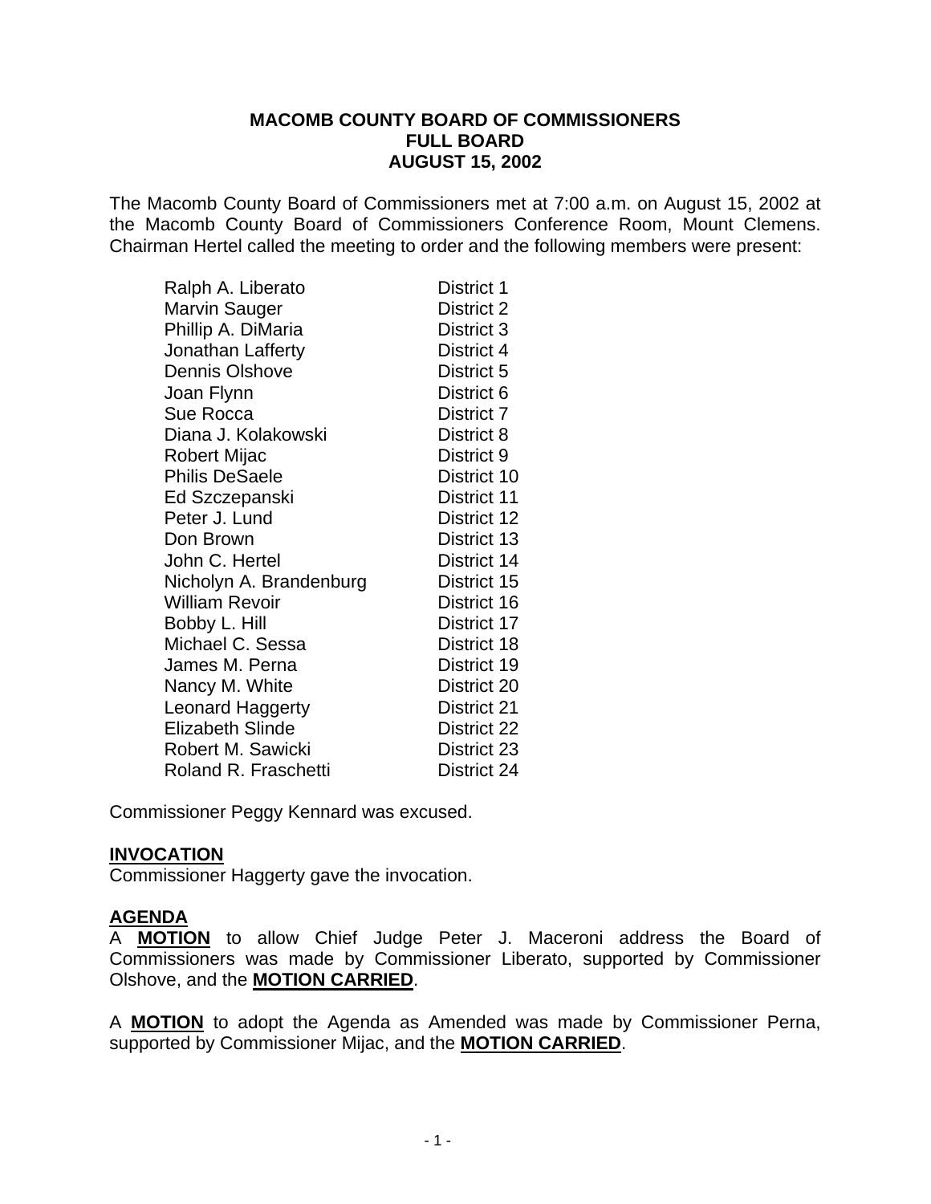**MACOMB COUNTY BOARD OF COMMISSIONERS**
**FULL BOARD**
**AUGUST 15, 2002**

The Macomb County Board of Commissioners met at 7:00 a.m. on August 15, 2002 at the Macomb County Board of Commissioners Conference Room, Mount Clemens. Chairman Hertel called the meeting to order and the following members were present:

| | |
|---|---|
| Ralph A. Liberato | District 1 |
| Marvin Sauger | District 2 |
| Phillip A. DiMaria | District 3 |
| Jonathan Lafferty | District 4 |
| Dennis Olshove | District 5 |
| Joan Flynn | District 6 |
| Sue Rocca | District 7 |
| Diana J. Kolakowski | District 8 |
| Robert Mijac | District 9 |
| Philis DeSaele | District 10 |
| Ed Szczepanski | District 11 |
| Peter J. Lund | District 12 |
| Don Brown | District 13 |
| John C. Hertel | District 14 |
| Nicholyn A. Brandenburg | District 15 |
| William Revoir | District 16 |
| Bobby L. Hill | District 17 |
| Michael C. Sessa | District 18 |
| James M. Perna | District 19 |
| Nancy M. White | District 20 |
| Leonard Haggerty | District 21 |
| Elizabeth Slinde | District 22 |
| Robert M. Sawicki | District 23 |
| Roland R. Fraschetti | District 24 |

Commissioner Peggy Kennard was excused.

**INVOCATION**
Commissioner Haggerty gave the invocation.

**AGENDA**
A **MOTION** to allow Chief Judge Peter J. Maceroni address the Board of Commissioners was made by Commissioner Liberato, supported by Commissioner Olshove, and the **MOTION CARRIED**.

A **MOTION** to adopt the Agenda as Amended was made by Commissioner Perna, supported by Commissioner Mijac, and the **MOTION CARRIED**.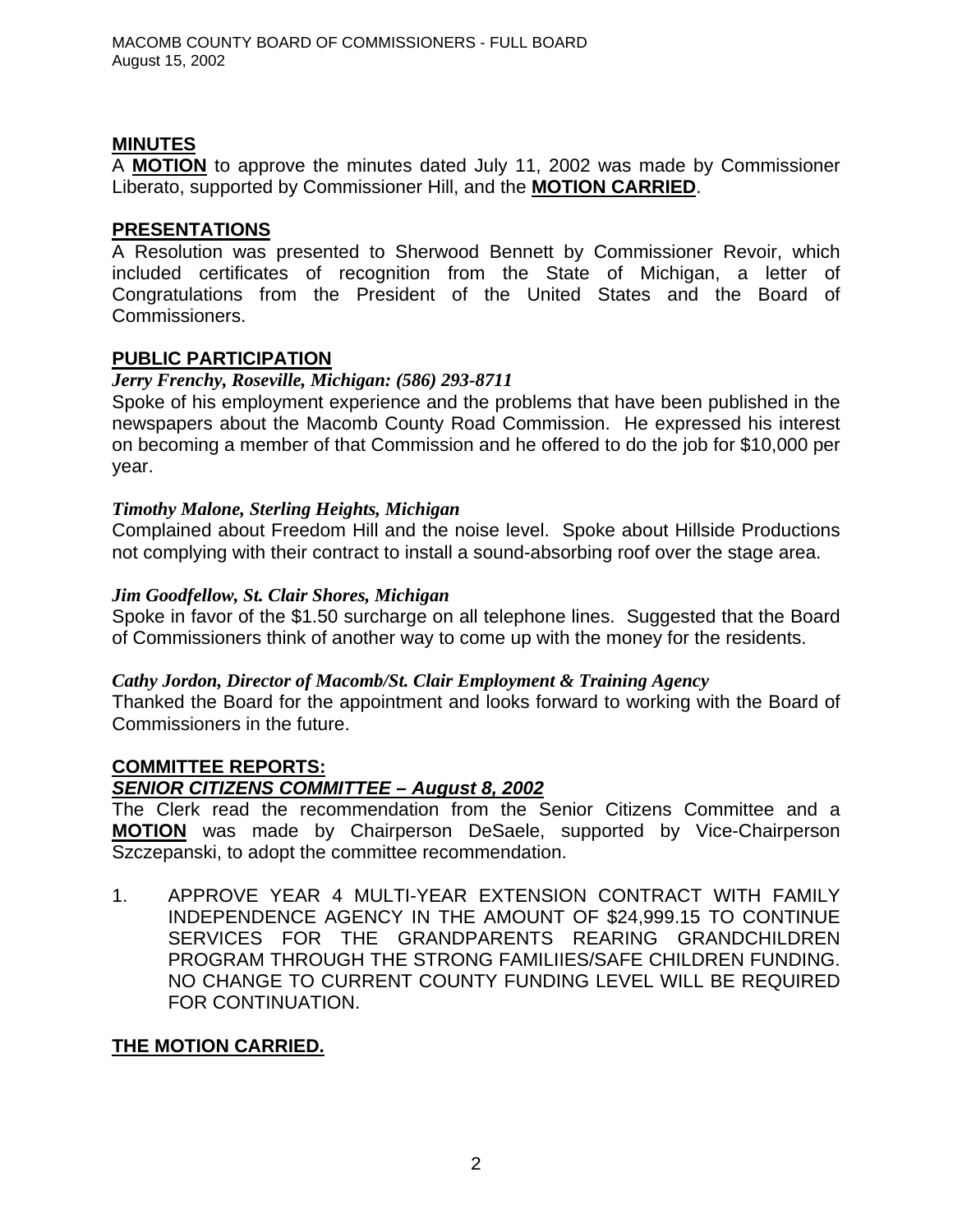## MINUTES

A **MOTION** to approve the minutes dated July 11, 2002 was made by Commissioner Liberato, supported by Commissioner Hill, and the **MOTION CARRIED**.

## PRESENTATIONS

A Resolution was presented to Sherwood Bennett by Commissioner Revoir, which included certificates of recognition from the State of Michigan, a letter of Congratulations from the President of the United States and the Board of Commissioners.

## PUBLIC PARTICIPATION

***Jerry Frenchy, Roseville, Michigan: (586) 293-8711***

Spoke of his employment experience and the problems that have been published in the newspapers about the Macomb County Road Commission. He expressed his interest on becoming a member of that Commission and he offered to do the job for $10,000 per year.

***Timothy Malone, Sterling Heights, Michigan***

Complained about Freedom Hill and the noise level. Spoke about Hillside Productions not complying with their contract to install a sound-absorbing roof over the stage area.

***Jim Goodfellow, St. Clair Shores, Michigan***

Spoke in favor of the $1.50 surcharge on all telephone lines. Suggested that the Board of Commissioners think of another way to come up with the money for the residents.

***Cathy Jordon, Director of Macomb/St. Clair Employment & Training Agency***

Thanked the Board for the appointment and looks forward to working with the Board of Commissioners in the future.

## COMMITTEE REPORTS:

### *SENIOR CITIZENS COMMITTEE – August 8, 2002*

The Clerk read the recommendation from the Senior Citizens Committee and a **MOTION** was made by Chairperson DeSaele, supported by Vice-Chairperson Szczepanski, to adopt the committee recommendation.

1. APPROVE YEAR 4 MULTI-YEAR EXTENSION CONTRACT WITH FAMILY INDEPENDENCE AGENCY IN THE AMOUNT OF $24,999.15 TO CONTINUE SERVICES FOR THE GRANDPARENTS REARING GRANDCHILDREN PROGRAM THROUGH THE STRONG FAMILIIES/SAFE CHILDREN FUNDING. NO CHANGE TO CURRENT COUNTY FUNDING LEVEL WILL BE REQUIRED FOR CONTINUATION.

**THE MOTION CARRIED.**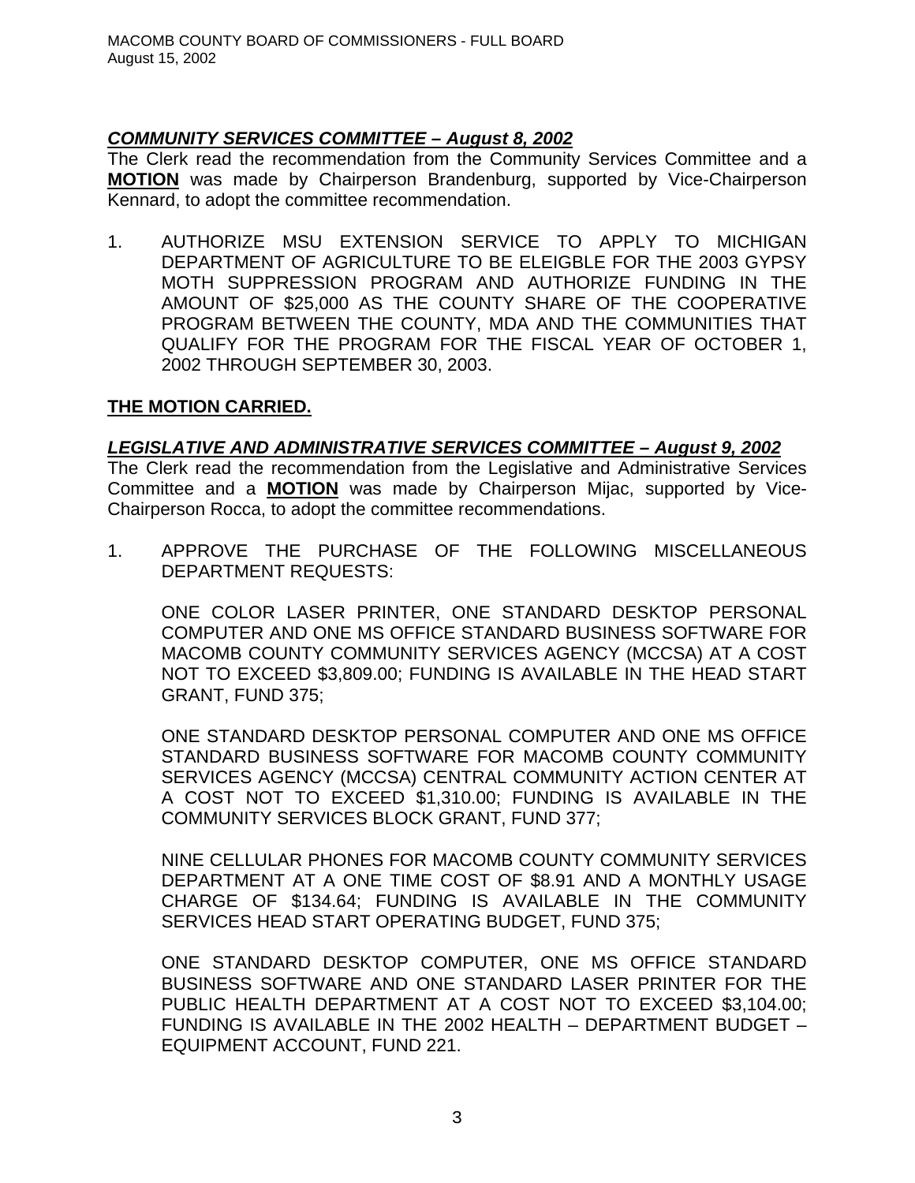***COMMUNITY SERVICES COMMITTEE – August 8, 2002***

The Clerk read the recommendation from the Community Services Committee and a **MOTION** was made by Chairperson Brandenburg, supported by Vice-Chairperson Kennard, to adopt the committee recommendation.

1. AUTHORIZE MSU EXTENSION SERVICE TO APPLY TO MICHIGAN DEPARTMENT OF AGRICULTURE TO BE ELEIGBLE FOR THE 2003 GYPSY MOTH SUPPRESSION PROGRAM AND AUTHORIZE FUNDING IN THE AMOUNT OF $25,000 AS THE COUNTY SHARE OF THE COOPERATIVE PROGRAM BETWEEN THE COUNTY, MDA AND THE COMMUNITIES THAT QUALIFY FOR THE PROGRAM FOR THE FISCAL YEAR OF OCTOBER 1, 2002 THROUGH SEPTEMBER 30, 2003.

**THE MOTION CARRIED.**

***LEGISLATIVE AND ADMINISTRATIVE SERVICES COMMITTEE – August 9, 2002***

The Clerk read the recommendation from the Legislative and Administrative Services Committee and a **MOTION** was made by Chairperson Mijac, supported by Vice-Chairperson Rocca, to adopt the committee recommendations.

1. APPROVE THE PURCHASE OF THE FOLLOWING MISCELLANEOUS DEPARTMENT REQUESTS:

   ONE COLOR LASER PRINTER, ONE STANDARD DESKTOP PERSONAL COMPUTER AND ONE MS OFFICE STANDARD BUSINESS SOFTWARE FOR MACOMB COUNTY COMMUNITY SERVICES AGENCY (MCCSA) AT A COST NOT TO EXCEED $3,809.00; FUNDING IS AVAILABLE IN THE HEAD START GRANT, FUND 375;

   ONE STANDARD DESKTOP PERSONAL COMPUTER AND ONE MS OFFICE STANDARD BUSINESS SOFTWARE FOR MACOMB COUNTY COMMUNITY SERVICES AGENCY (MCCSA) CENTRAL COMMUNITY ACTION CENTER AT A COST NOT TO EXCEED $1,310.00; FUNDING IS AVAILABLE IN THE COMMUNITY SERVICES BLOCK GRANT, FUND 377;

   NINE CELLULAR PHONES FOR MACOMB COUNTY COMMUNITY SERVICES DEPARTMENT AT A ONE TIME COST OF $8.91 AND A MONTHLY USAGE CHARGE OF $134.64; FUNDING IS AVAILABLE IN THE COMMUNITY SERVICES HEAD START OPERATING BUDGET, FUND 375;

   ONE STANDARD DESKTOP COMPUTER, ONE MS OFFICE STANDARD BUSINESS SOFTWARE AND ONE STANDARD LASER PRINTER FOR THE PUBLIC HEALTH DEPARTMENT AT A COST NOT TO EXCEED $3,104.00; FUNDING IS AVAILABLE IN THE 2002 HEALTH – DEPARTMENT BUDGET – EQUIPMENT ACCOUNT, FUND 221.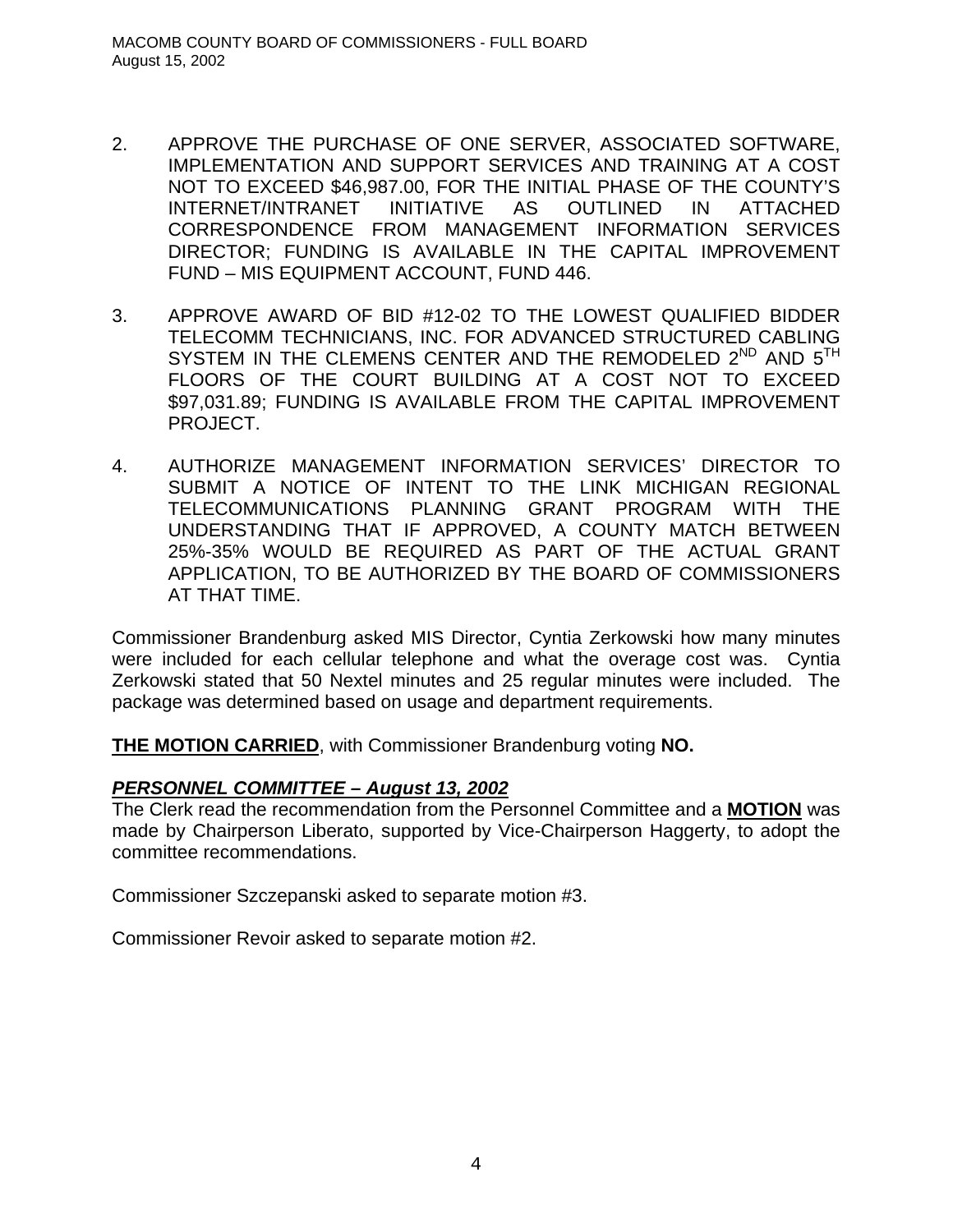2. APPROVE THE PURCHASE OF ONE SERVER, ASSOCIATED SOFTWARE, IMPLEMENTATION AND SUPPORT SERVICES AND TRAINING AT A COST NOT TO EXCEED $46,987.00, FOR THE INITIAL PHASE OF THE COUNTY'S INTERNET/INTRANET INITIATIVE AS OUTLINED IN ATTACHED CORRESPONDENCE FROM MANAGEMENT INFORMATION SERVICES DIRECTOR; FUNDING IS AVAILABLE IN THE CAPITAL IMPROVEMENT FUND – MIS EQUIPMENT ACCOUNT, FUND 446.

3. APPROVE AWARD OF BID #12-02 TO THE LOWEST QUALIFIED BIDDER TELECOMM TECHNICIANS, INC. FOR ADVANCED STRUCTURED CABLING SYSTEM IN THE CLEMENS CENTER AND THE REMODELED 2ND AND 5TH FLOORS OF THE COURT BUILDING AT A COST NOT TO EXCEED $97,031.89; FUNDING IS AVAILABLE FROM THE CAPITAL IMPROVEMENT PROJECT.

4. AUTHORIZE MANAGEMENT INFORMATION SERVICES' DIRECTOR TO SUBMIT A NOTICE OF INTENT TO THE LINK MICHIGAN REGIONAL TELECOMMUNICATIONS PLANNING GRANT PROGRAM WITH THE UNDERSTANDING THAT IF APPROVED, A COUNTY MATCH BETWEEN 25%-35% WOULD BE REQUIRED AS PART OF THE ACTUAL GRANT APPLICATION, TO BE AUTHORIZED BY THE BOARD OF COMMISSIONERS AT THAT TIME.

Commissioner Brandenburg asked MIS Director, Cyntia Zerkowski how many minutes were included for each cellular telephone and what the overage cost was. Cyntia Zerkowski stated that 50 Nextel minutes and 25 regular minutes were included. The package was determined based on usage and department requirements.

**THE MOTION CARRIED**, with Commissioner Brandenburg voting **NO.**

***PERSONNEL COMMITTEE – August 13, 2002***

The Clerk read the recommendation from the Personnel Committee and a **MOTION** was made by Chairperson Liberato, supported by Vice-Chairperson Haggerty, to adopt the committee recommendations.

Commissioner Szczepanski asked to separate motion #3.

Commissioner Revoir asked to separate motion #2.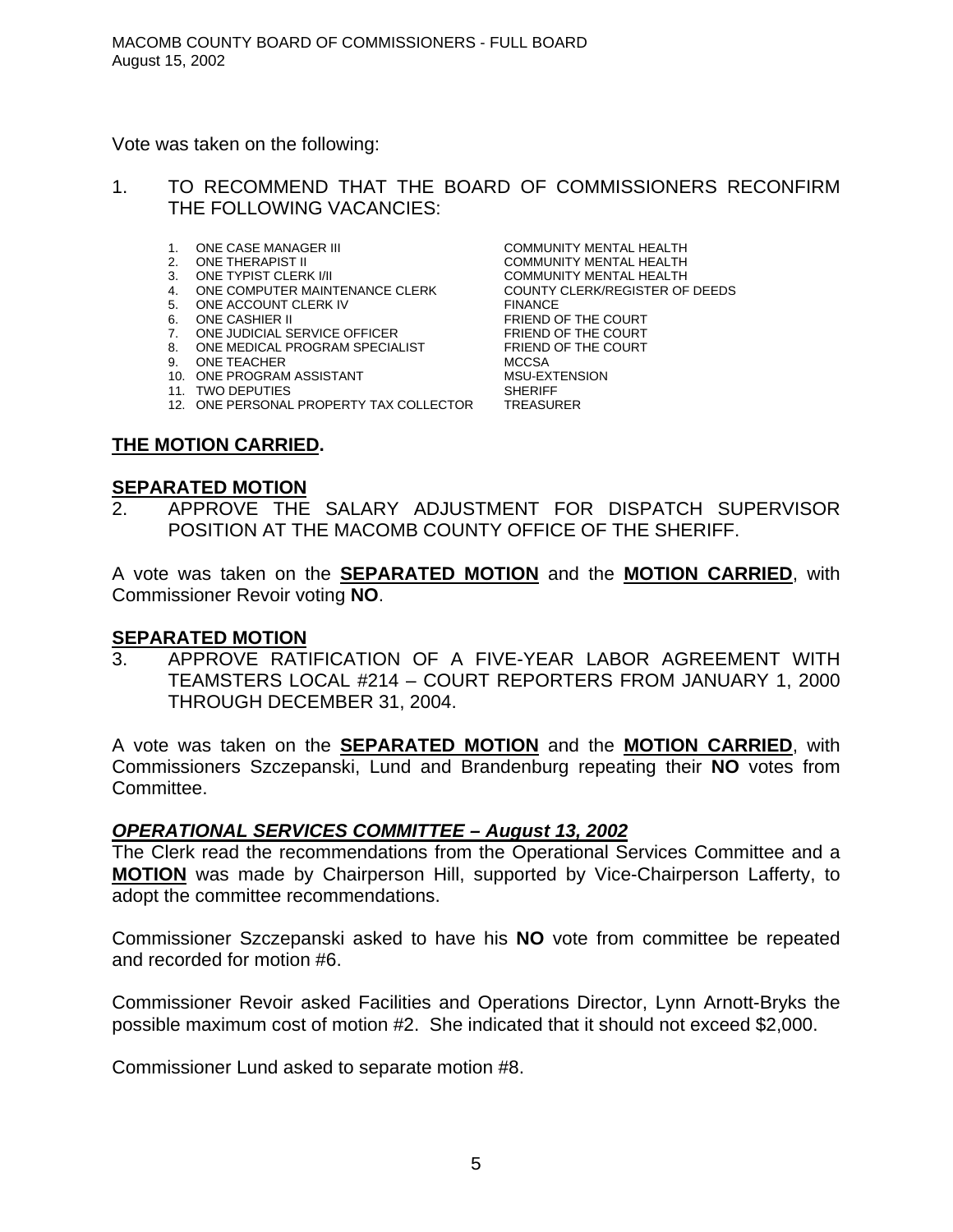Vote was taken on the following:

1. TO RECOMMEND THAT THE BOARD OF COMMISSIONERS RECONFIRM THE FOLLOWING VACANCIES:

| | | |
|---|---|---|
| 1. | ONE CASE MANAGER III | COMMUNITY MENTAL HEALTH |
| 2. | ONE THERAPIST II | COMMUNITY MENTAL HEALTH |
| 3. | ONE TYPIST CLERK I/II | COMMUNITY MENTAL HEALTH |
| 4. | ONE COMPUTER MAINTENANCE CLERK | COUNTY CLERK/REGISTER OF DEEDS |
| 5. | ONE ACCOUNT CLERK IV | FINANCE |
| 6. | ONE CASHIER II | FRIEND OF THE COURT |
| 7. | ONE JUDICIAL SERVICE OFFICER | FRIEND OF THE COURT |
| 8. | ONE MEDICAL PROGRAM SPECIALIST | FRIEND OF THE COURT |
| 9. | ONE TEACHER | MCCSA |
| 10. | ONE PROGRAM ASSISTANT | MSU-EXTENSION |
| 11. | TWO DEPUTIES | SHERIFF |
| 12. | ONE PERSONAL PROPERTY TAX COLLECTOR | TREASURER |

**THE MOTION CARRIED.**

**SEPARATED MOTION**

2. APPROVE THE SALARY ADJUSTMENT FOR DISPATCH SUPERVISOR POSITION AT THE MACOMB COUNTY OFFICE OF THE SHERIFF.

A vote was taken on the **SEPARATED MOTION** and the **MOTION CARRIED**, with Commissioner Revoir voting **NO**.

**SEPARATED MOTION**

3. APPROVE RATIFICATION OF A FIVE-YEAR LABOR AGREEMENT WITH TEAMSTERS LOCAL #214 – COURT REPORTERS FROM JANUARY 1, 2000 THROUGH DECEMBER 31, 2004.

A vote was taken on the **SEPARATED MOTION** and the **MOTION CARRIED**, with Commissioners Szczepanski, Lund and Brandenburg repeating their **NO** votes from Committee.

***OPERATIONAL SERVICES COMMITTEE – August 13, 2002***

The Clerk read the recommendations from the Operational Services Committee and a **MOTION** was made by Chairperson Hill, supported by Vice-Chairperson Lafferty, to adopt the committee recommendations.

Commissioner Szczepanski asked to have his **NO** vote from committee be repeated and recorded for motion #6.

Commissioner Revoir asked Facilities and Operations Director, Lynn Arnott-Bryks the possible maximum cost of motion #2. She indicated that it should not exceed $2,000.

Commissioner Lund asked to separate motion #8.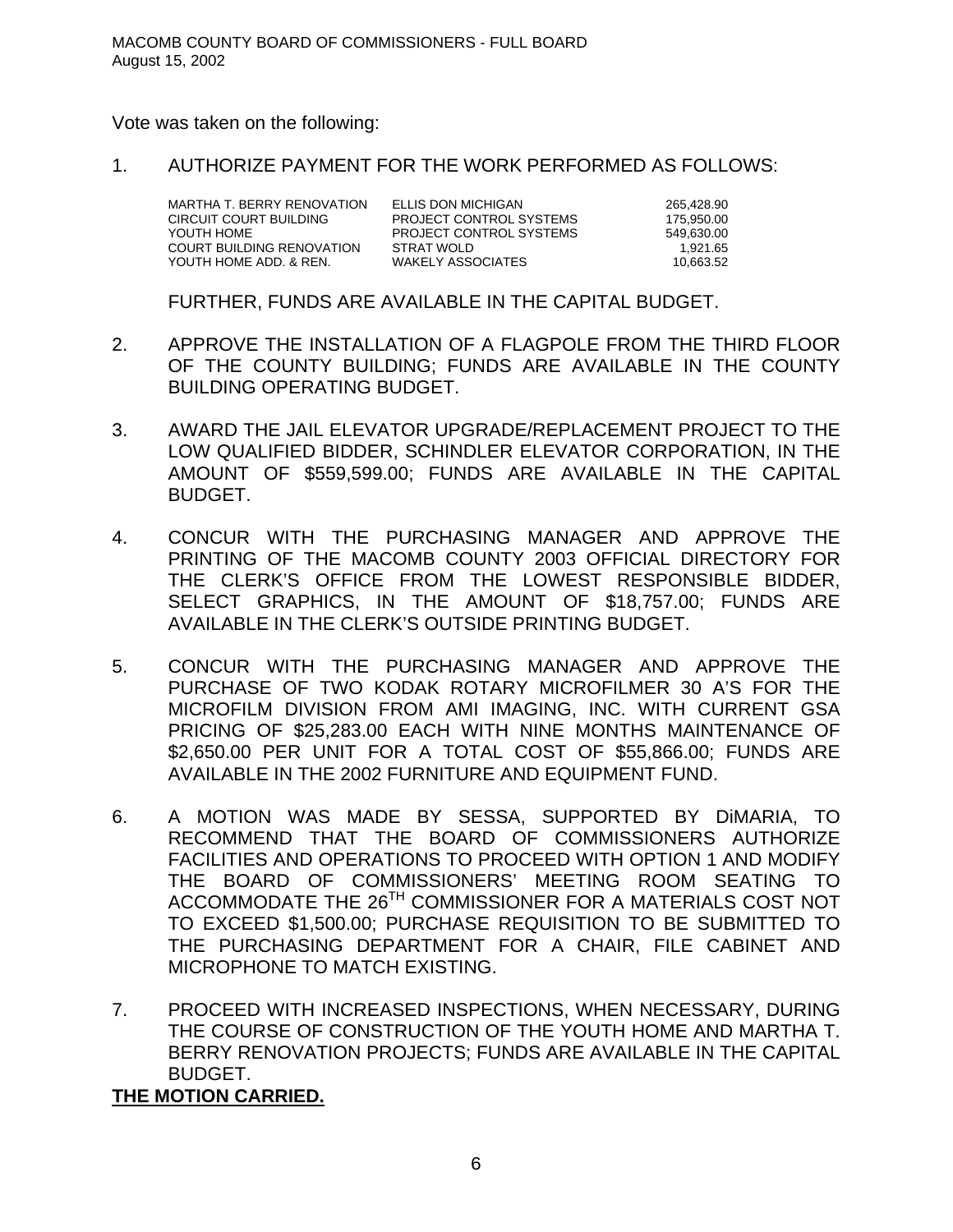Vote was taken on the following:

1. AUTHORIZE PAYMENT FOR THE WORK PERFORMED AS FOLLOWS:

| | | |
|---|---|---|
| MARTHA T. BERRY RENOVATION | ELLIS DON MICHIGAN | 265,428.90 |
| CIRCUIT COURT BUILDING | PROJECT CONTROL SYSTEMS | 175,950.00 |
| YOUTH HOME | PROJECT CONTROL SYSTEMS | 549,630.00 |
| COURT BUILDING RENOVATION | STRAT WOLD | 1,921.65 |
| YOUTH HOME ADD. & REN. | WAKELY ASSOCIATES | 10,663.52 |

   FURTHER, FUNDS ARE AVAILABLE IN THE CAPITAL BUDGET.

2. APPROVE THE INSTALLATION OF A FLAGPOLE FROM THE THIRD FLOOR OF THE COUNTY BUILDING; FUNDS ARE AVAILABLE IN THE COUNTY BUILDING OPERATING BUDGET.

3. AWARD THE JAIL ELEVATOR UPGRADE/REPLACEMENT PROJECT TO THE LOW QUALIFIED BIDDER, SCHINDLER ELEVATOR CORPORATION, IN THE AMOUNT OF $559,599.00; FUNDS ARE AVAILABLE IN THE CAPITAL BUDGET.

4. CONCUR WITH THE PURCHASING MANAGER AND APPROVE THE PRINTING OF THE MACOMB COUNTY 2003 OFFICIAL DIRECTORY FOR THE CLERK'S OFFICE FROM THE LOWEST RESPONSIBLE BIDDER, SELECT GRAPHICS, IN THE AMOUNT OF $18,757.00; FUNDS ARE AVAILABLE IN THE CLERK'S OUTSIDE PRINTING BUDGET.

5. CONCUR WITH THE PURCHASING MANAGER AND APPROVE THE PURCHASE OF TWO KODAK ROTARY MICROFILMER 30 A'S FOR THE MICROFILM DIVISION FROM AMI IMAGING, INC. WITH CURRENT GSA PRICING OF $25,283.00 EACH WITH NINE MONTHS MAINTENANCE OF $2,650.00 PER UNIT FOR A TOTAL COST OF $55,866.00; FUNDS ARE AVAILABLE IN THE 2002 FURNITURE AND EQUIPMENT FUND.

6. A MOTION WAS MADE BY SESSA, SUPPORTED BY DiMARIA, TO RECOMMEND THAT THE BOARD OF COMMISSIONERS AUTHORIZE FACILITIES AND OPERATIONS TO PROCEED WITH OPTION 1 AND MODIFY THE BOARD OF COMMISSIONERS' MEETING ROOM SEATING TO ACCOMMODATE THE 26TH COMMISSIONER FOR A MATERIALS COST NOT TO EXCEED $1,500.00; PURCHASE REQUISITION TO BE SUBMITTED TO THE PURCHASING DEPARTMENT FOR A CHAIR, FILE CABINET AND MICROPHONE TO MATCH EXISTING.

7. PROCEED WITH INCREASED INSPECTIONS, WHEN NECESSARY, DURING THE COURSE OF CONSTRUCTION OF THE YOUTH HOME AND MARTHA T. BERRY RENOVATION PROJECTS; FUNDS ARE AVAILABLE IN THE CAPITAL BUDGET.

**THE MOTION CARRIED.**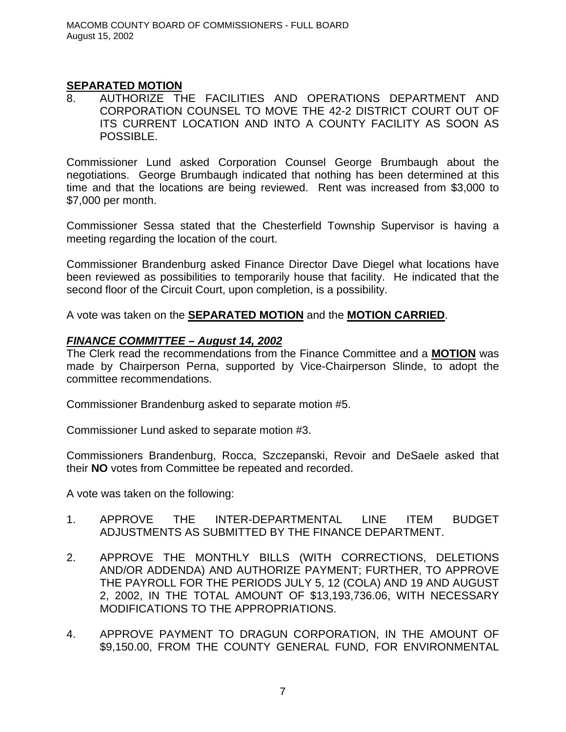**SEPARATED MOTION**

8. AUTHORIZE THE FACILITIES AND OPERATIONS DEPARTMENT AND CORPORATION COUNSEL TO MOVE THE 42-2 DISTRICT COURT OUT OF ITS CURRENT LOCATION AND INTO A COUNTY FACILITY AS SOON AS POSSIBLE.

Commissioner Lund asked Corporation Counsel George Brumbaugh about the negotiations. George Brumbaugh indicated that nothing has been determined at this time and that the locations are being reviewed. Rent was increased from $3,000 to $7,000 per month.

Commissioner Sessa stated that the Chesterfield Township Supervisor is having a meeting regarding the location of the court.

Commissioner Brandenburg asked Finance Director Dave Diegel what locations have been reviewed as possibilities to temporarily house that facility. He indicated that the second floor of the Circuit Court, upon completion, is a possibility.

A vote was taken on the **SEPARATED MOTION** and the **MOTION CARRIED**.

***FINANCE COMMITTEE – August 14, 2002***

The Clerk read the recommendations from the Finance Committee and a **MOTION** was made by Chairperson Perna, supported by Vice-Chairperson Slinde, to adopt the committee recommendations.

Commissioner Brandenburg asked to separate motion #5.

Commissioner Lund asked to separate motion #3.

Commissioners Brandenburg, Rocca, Szczepanski, Revoir and DeSaele asked that their **NO** votes from Committee be repeated and recorded.

A vote was taken on the following:

1. APPROVE THE INTER-DEPARTMENTAL LINE ITEM BUDGET ADJUSTMENTS AS SUBMITTED BY THE FINANCE DEPARTMENT.

2. APPROVE THE MONTHLY BILLS (WITH CORRECTIONS, DELETIONS AND/OR ADDENDA) AND AUTHORIZE PAYMENT; FURTHER, TO APPROVE THE PAYROLL FOR THE PERIODS JULY 5, 12 (COLA) AND 19 AND AUGUST 2, 2002, IN THE TOTAL AMOUNT OF $13,193,736.06, WITH NECESSARY MODIFICATIONS TO THE APPROPRIATIONS.

4. APPROVE PAYMENT TO DRAGUN CORPORATION, IN THE AMOUNT OF $9,150.00, FROM THE COUNTY GENERAL FUND, FOR ENVIRONMENTAL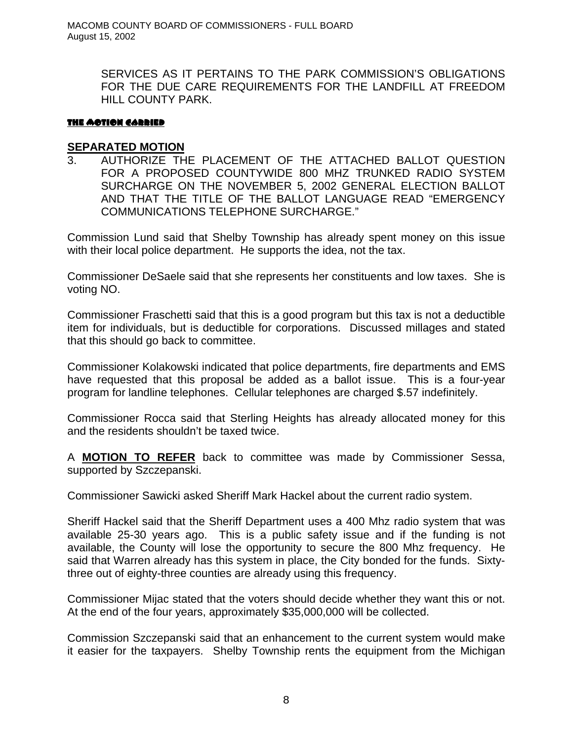SERVICES AS IT PERTAINS TO THE PARK COMMISSION'S OBLIGATIONS FOR THE DUE CARE REQUIREMENTS FOR THE LANDFILL AT FREEDOM HILL COUNTY PARK.

**THE MOTION CARRIED**

## SEPARATED MOTION

3. AUTHORIZE THE PLACEMENT OF THE ATTACHED BALLOT QUESTION FOR A PROPOSED COUNTYWIDE 800 MHZ TRUNKED RADIO SYSTEM SURCHARGE ON THE NOVEMBER 5, 2002 GENERAL ELECTION BALLOT AND THAT THE TITLE OF THE BALLOT LANGUAGE READ "EMERGENCY COMMUNICATIONS TELEPHONE SURCHARGE."

Commission Lund said that Shelby Township has already spent money on this issue with their local police department. He supports the idea, not the tax.

Commissioner DeSaele said that she represents her constituents and low taxes. She is voting NO.

Commissioner Fraschetti said that this is a good program but this tax is not a deductible item for individuals, but is deductible for corporations. Discussed millages and stated that this should go back to committee.

Commissioner Kolakowski indicated that police departments, fire departments and EMS have requested that this proposal be added as a ballot issue. This is a four-year program for landline telephones. Cellular telephones are charged $.57 indefinitely.

Commissioner Rocca said that Sterling Heights has already allocated money for this and the residents shouldn't be taxed twice.

A **MOTION TO REFER** back to committee was made by Commissioner Sessa, supported by Szczepanski.

Commissioner Sawicki asked Sheriff Mark Hackel about the current radio system.

Sheriff Hackel said that the Sheriff Department uses a 400 Mhz radio system that was available 25-30 years ago. This is a public safety issue and if the funding is not available, the County will lose the opportunity to secure the 800 Mhz frequency. He said that Warren already has this system in place, the City bonded for the funds. Sixty-three out of eighty-three counties are already using this frequency.

Commissioner Mijac stated that the voters should decide whether they want this or not. At the end of the four years, approximately $35,000,000 will be collected.

Commission Szczepanski said that an enhancement to the current system would make it easier for the taxpayers. Shelby Township rents the equipment from the Michigan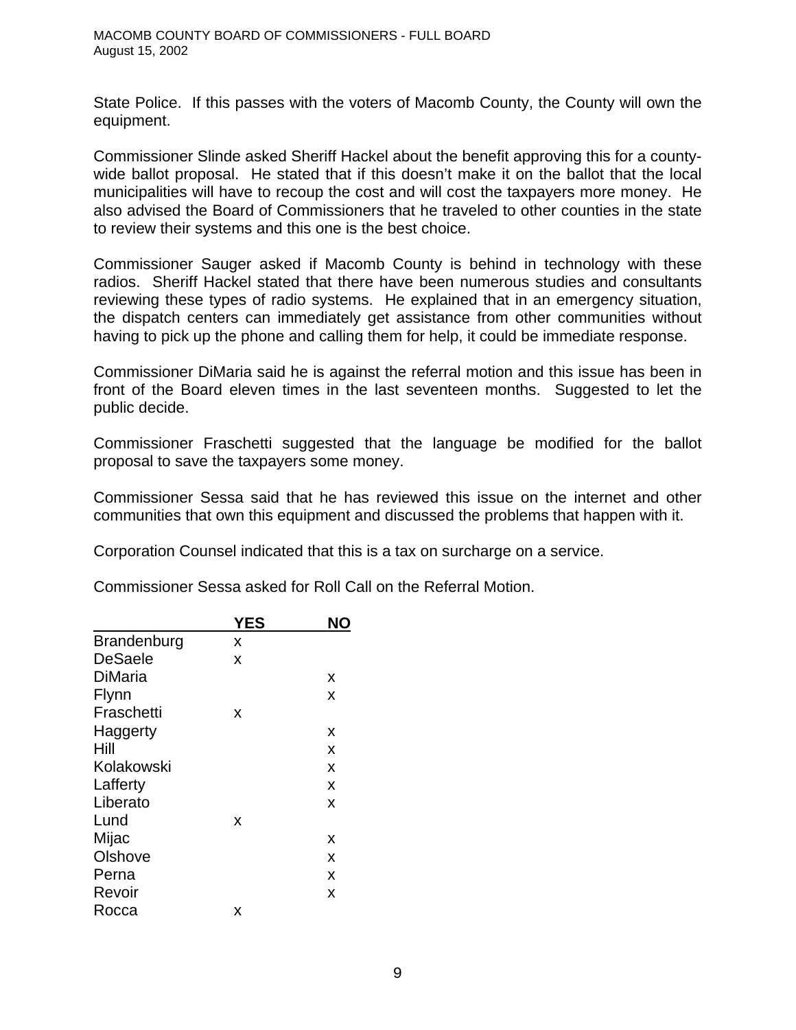State Police. If this passes with the voters of Macomb County, the County will own the equipment.

Commissioner Slinde asked Sheriff Hackel about the benefit approving this for a county-wide ballot proposal. He stated that if this doesn't make it on the ballot that the local municipalities will have to recoup the cost and will cost the taxpayers more money. He also advised the Board of Commissioners that he traveled to other counties in the state to review their systems and this one is the best choice.

Commissioner Sauger asked if Macomb County is behind in technology with these radios. Sheriff Hackel stated that there have been numerous studies and consultants reviewing these types of radio systems. He explained that in an emergency situation, the dispatch centers can immediately get assistance from other communities without having to pick up the phone and calling them for help, it could be immediate response.

Commissioner DiMaria said he is against the referral motion and this issue has been in front of the Board eleven times in the last seventeen months. Suggested to let the public decide.

Commissioner Fraschetti suggested that the language be modified for the ballot proposal to save the taxpayers some money.

Commissioner Sessa said that he has reviewed this issue on the internet and other communities that own this equipment and discussed the problems that happen with it.

Corporation Counsel indicated that this is a tax on surcharge on a service.

Commissioner Sessa asked for Roll Call on the Referral Motion.

| | YES | NO |
|---|---|---|
| Brandenburg | x | |
| DeSaele | x | |
| DiMaria | | x |
| Flynn | | x |
| Fraschetti | x | |
| Haggerty | | x |
| Hill | | x |
| Kolakowski | | x |
| Lafferty | | x |
| Liberato | | x |
| Lund | x | |
| Mijac | | x |
| Olshove | | x |
| Perna | | x |
| Revoir | | x |
| Rocca | x | |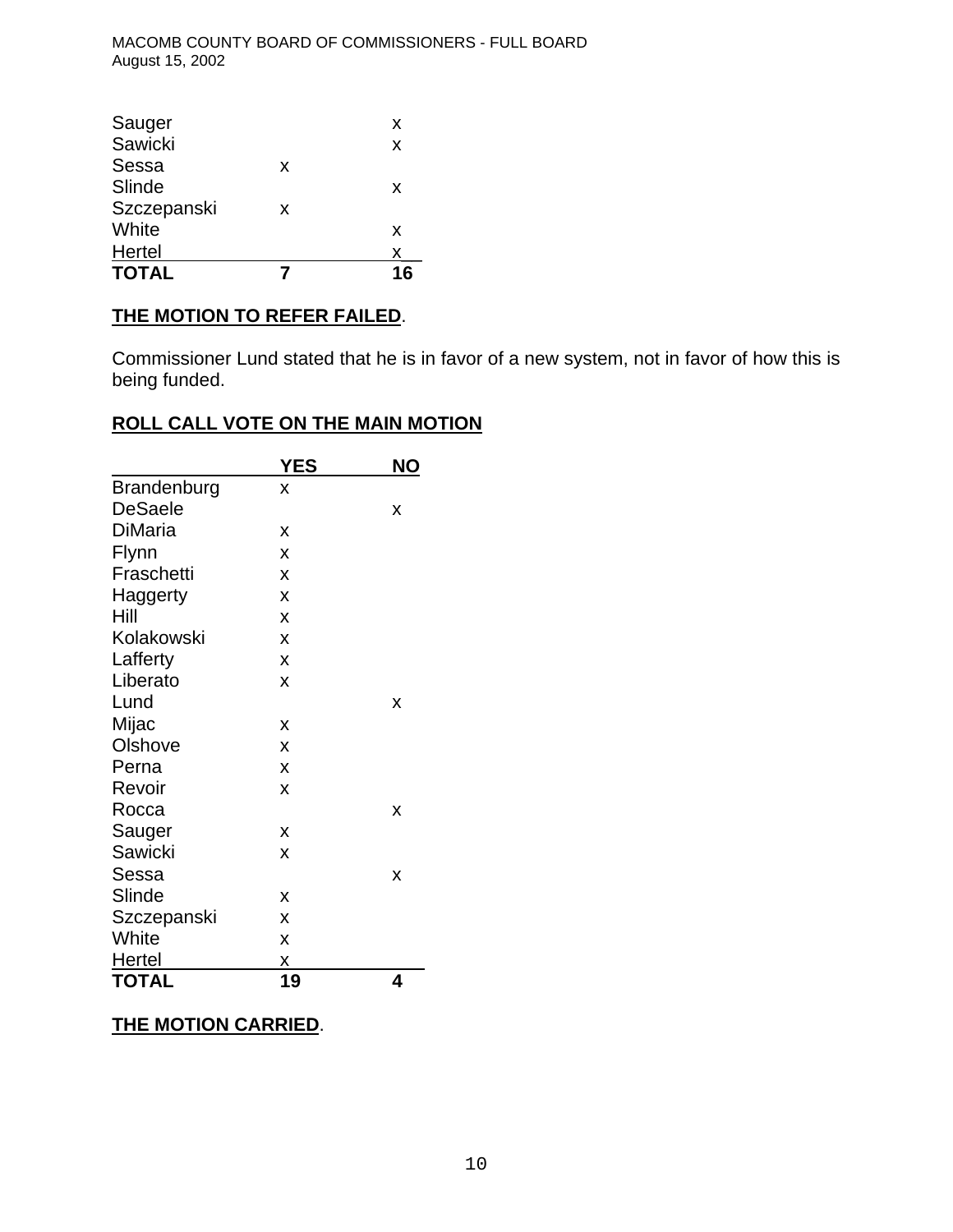| | | |
|---|---|---|
| Sauger | | x |
| Sawicki | | x |
| Sessa | x | |
| Slinde | | x |
| Szczepanski | x | |
| White | | x |
| Hertel | | x |
| **TOTAL** | **7** | **16** |

**THE MOTION TO REFER FAILED**.

Commissioner Lund stated that he is in favor of a new system, not in favor of how this is being funded.

**ROLL CALL VOTE ON THE MAIN MOTION**

| | **YES** | **NO** |
|---|---|---|
| Brandenburg | x | |
| DeSaele | | x |
| DiMaria | x | |
| Flynn | x | |
| Fraschetti | x | |
| Haggerty | x | |
| Hill | x | |
| Kolakowski | x | |
| Lafferty | x | |
| Liberato | x | |
| Lund | | x |
| Mijac | x | |
| Olshove | x | |
| Perna | x | |
| Revoir | x | |
| Rocca | | x |
| Sauger | x | |
| Sawicki | x | |
| Sessa | | x |
| Slinde | x | |
| Szczepanski | x | |
| White | x | |
| Hertel | x | |
| **TOTAL** | **19** | **4** |

**THE MOTION CARRIED**.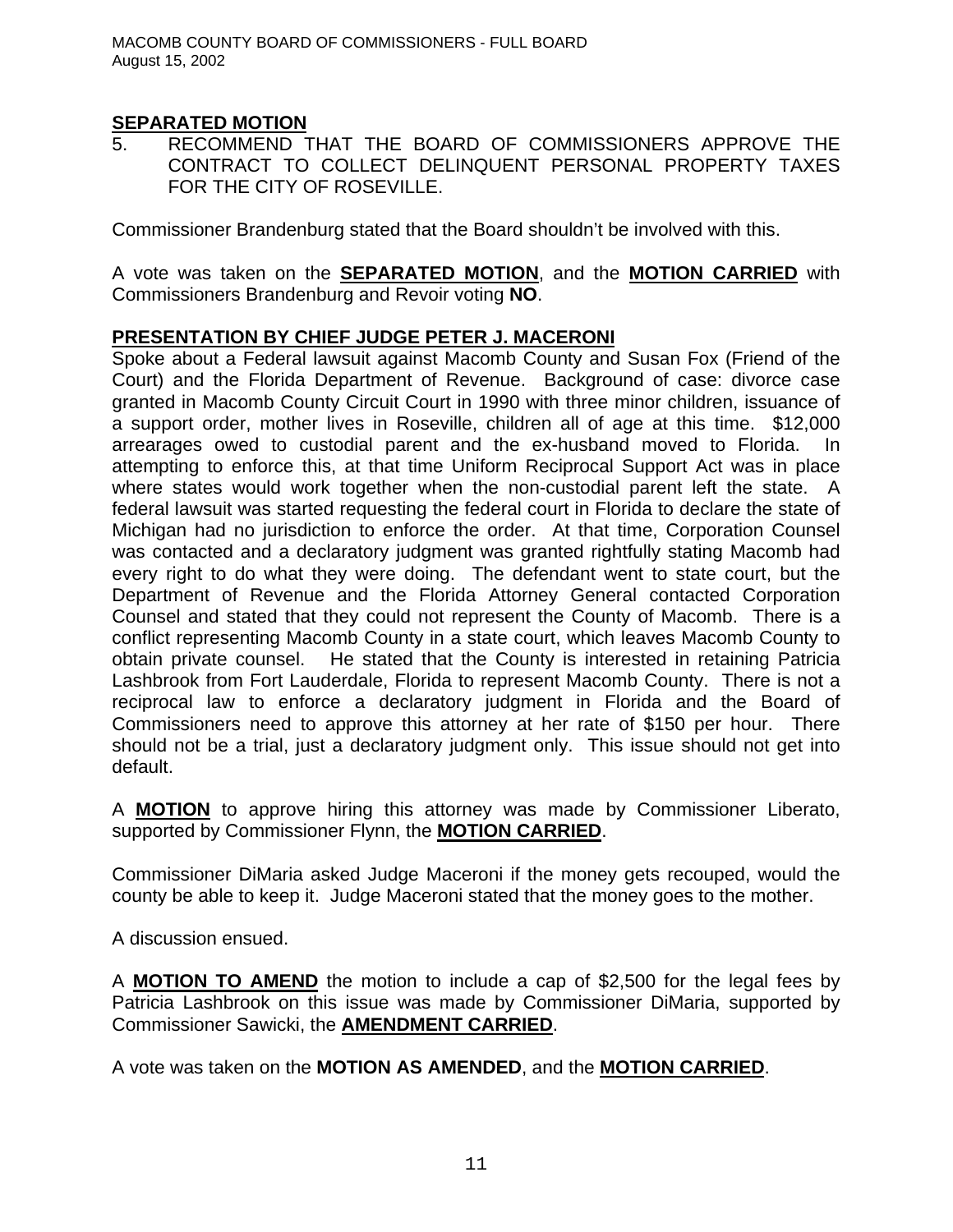**SEPARATED MOTION**

5. RECOMMEND THAT THE BOARD OF COMMISSIONERS APPROVE THE CONTRACT TO COLLECT DELINQUENT PERSONAL PROPERTY TAXES FOR THE CITY OF ROSEVILLE.

Commissioner Brandenburg stated that the Board shouldn't be involved with this.

A vote was taken on the **SEPARATED MOTION**, and the **MOTION CARRIED** with Commissioners Brandenburg and Revoir voting **NO**.

**PRESENTATION BY CHIEF JUDGE PETER J. MACERONI**

Spoke about a Federal lawsuit against Macomb County and Susan Fox (Friend of the Court) and the Florida Department of Revenue. Background of case: divorce case granted in Macomb County Circuit Court in 1990 with three minor children, issuance of a support order, mother lives in Roseville, children all of age at this time. $12,000 arrearages owed to custodial parent and the ex-husband moved to Florida. In attempting to enforce this, at that time Uniform Reciprocal Support Act was in place where states would work together when the non-custodial parent left the state. A federal lawsuit was started requesting the federal court in Florida to declare the state of Michigan had no jurisdiction to enforce the order. At that time, Corporation Counsel was contacted and a declaratory judgment was granted rightfully stating Macomb had every right to do what they were doing. The defendant went to state court, but the Department of Revenue and the Florida Attorney General contacted Corporation Counsel and stated that they could not represent the County of Macomb. There is a conflict representing Macomb County in a state court, which leaves Macomb County to obtain private counsel. He stated that the County is interested in retaining Patricia Lashbrook from Fort Lauderdale, Florida to represent Macomb County. There is not a reciprocal law to enforce a declaratory judgment in Florida and the Board of Commissioners need to approve this attorney at her rate of $150 per hour. There should not be a trial, just a declaratory judgment only. This issue should not get into default.

A **MOTION** to approve hiring this attorney was made by Commissioner Liberato, supported by Commissioner Flynn, the **MOTION CARRIED**.

Commissioner DiMaria asked Judge Maceroni if the money gets recouped, would the county be able to keep it. Judge Maceroni stated that the money goes to the mother.

A discussion ensued.

A **MOTION TO AMEND** the motion to include a cap of $2,500 for the legal fees by Patricia Lashbrook on this issue was made by Commissioner DiMaria, supported by Commissioner Sawicki, the **AMENDMENT CARRIED**.

A vote was taken on the **MOTION AS AMENDED**, and the **MOTION CARRIED**.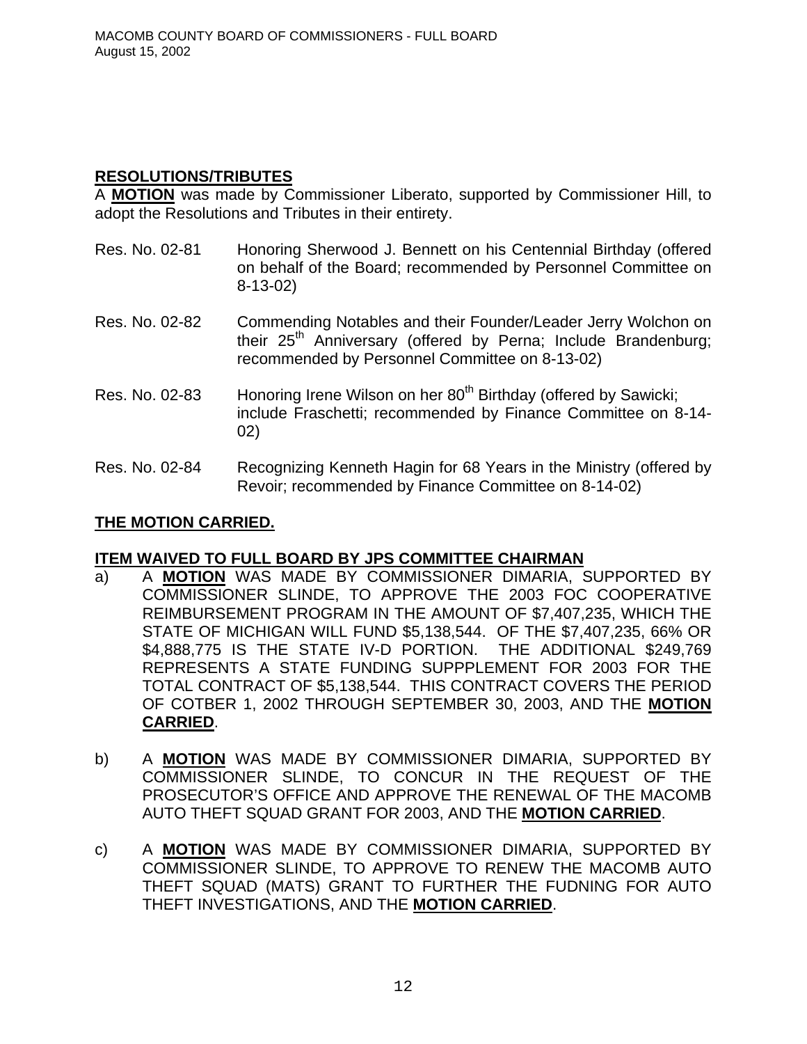## **RESOLUTIONS/TRIBUTES**

A **MOTION** was made by Commissioner Liberato, supported by Commissioner Hill, to adopt the Resolutions and Tributes in their entirety.

Res. No. 02-81 Honoring Sherwood J. Bennett on his Centennial Birthday (offered on behalf of the Board; recommended by Personnel Committee on 8-13-02)

Res. No. 02-82 Commending Notables and their Founder/Leader Jerry Wolchon on their 25th Anniversary (offered by Perna; Include Brandenburg; recommended by Personnel Committee on 8-13-02)

Res. No. 02-83 Honoring Irene Wilson on her 80th Birthday (offered by Sawicki; include Fraschetti; recommended by Finance Committee on 8-14-02)

Res. No. 02-84 Recognizing Kenneth Hagin for 68 Years in the Ministry (offered by Revoir; recommended by Finance Committee on 8-14-02)

**THE MOTION CARRIED.**

## **ITEM WAIVED TO FULL BOARD BY JPS COMMITTEE CHAIRMAN**

a) A **MOTION** WAS MADE BY COMMISSIONER DIMARIA, SUPPORTED BY COMMISSIONER SLINDE, TO APPROVE THE 2003 FOC COOPERATIVE REIMBURSEMENT PROGRAM IN THE AMOUNT OF $7,407,235, WHICH THE STATE OF MICHIGAN WILL FUND $5,138,544. OF THE $7,407,235, 66% OR $4,888,775 IS THE STATE IV-D PORTION. THE ADDITIONAL $249,769 REPRESENTS A STATE FUNDING SUPPPLEMENT FOR 2003 FOR THE TOTAL CONTRACT OF $5,138,544. THIS CONTRACT COVERS THE PERIOD OF COTBER 1, 2002 THROUGH SEPTEMBER 30, 2003, AND THE **MOTION CARRIED**.

b) A **MOTION** WAS MADE BY COMMISSIONER DIMARIA, SUPPORTED BY COMMISSIONER SLINDE, TO CONCUR IN THE REQUEST OF THE PROSECUTOR'S OFFICE AND APPROVE THE RENEWAL OF THE MACOMB AUTO THEFT SQUAD GRANT FOR 2003, AND THE **MOTION CARRIED**.

c) A **MOTION** WAS MADE BY COMMISSIONER DIMARIA, SUPPORTED BY COMMISSIONER SLINDE, TO APPROVE TO RENEW THE MACOMB AUTO THEFT SQUAD (MATS) GRANT TO FURTHER THE FUDNING FOR AUTO THEFT INVESTIGATIONS, AND THE **MOTION CARRIED**.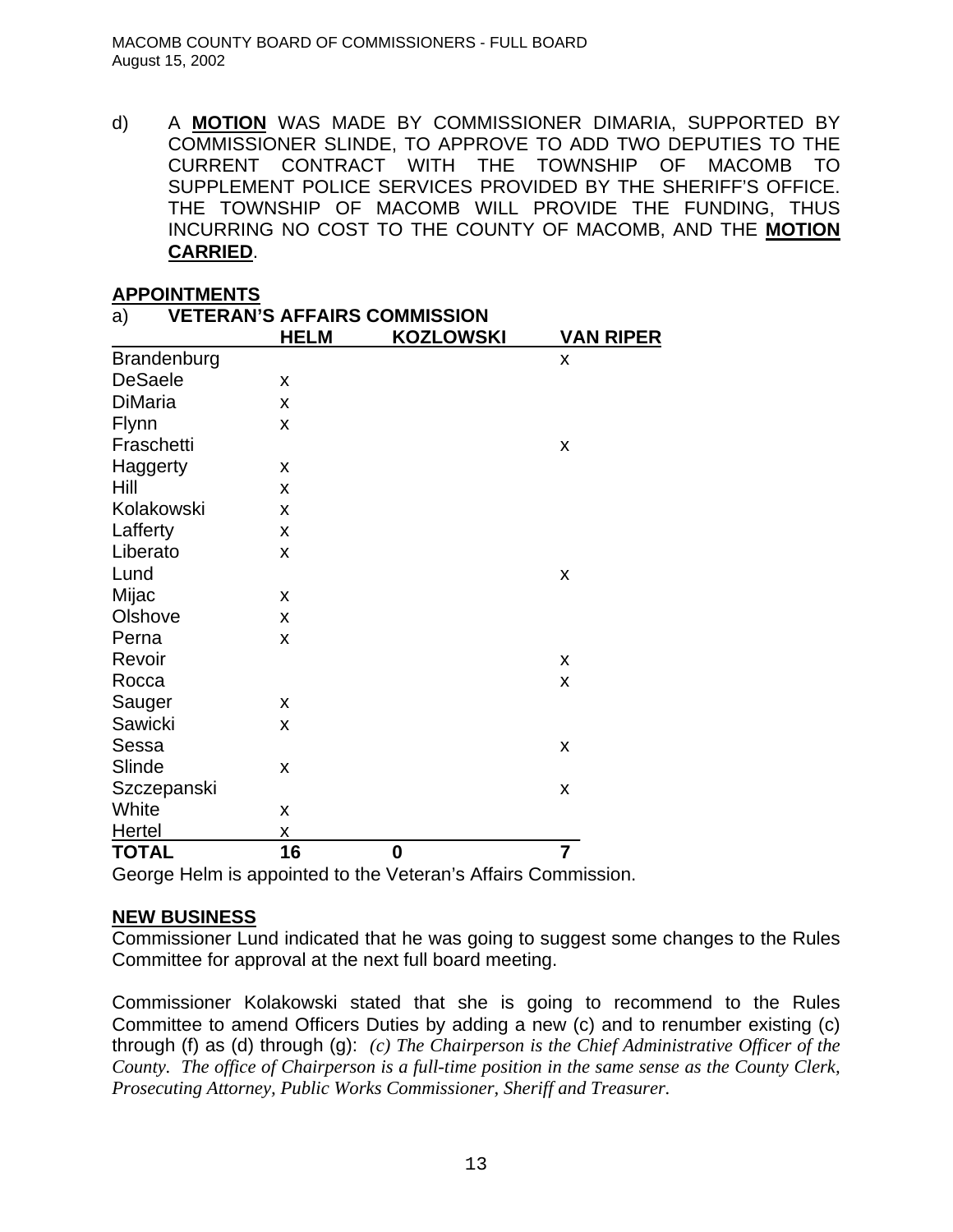d) A **MOTION** WAS MADE BY COMMISSIONER DIMARIA, SUPPORTED BY COMMISSIONER SLINDE, TO APPROVE TO ADD TWO DEPUTIES TO THE CURRENT CONTRACT WITH THE TOWNSHIP OF MACOMB TO SUPPLEMENT POLICE SERVICES PROVIDED BY THE SHERIFF'S OFFICE. THE TOWNSHIP OF MACOMB WILL PROVIDE THE FUNDING, THUS INCURRING NO COST TO THE COUNTY OF MACOMB, AND THE **MOTION CARRIED**.

## APPOINTMENTS

a) **VETERAN'S AFFAIRS COMMISSION**

| | HELM | KOZLOWSKI | VAN RIPER |
|---|---|---|---|
| Brandenburg | | | x |
| DeSaele | x | | |
| DiMaria | x | | |
| Flynn | x | | |
| Fraschetti | | | x |
| Haggerty | x | | |
| Hill | x | | |
| Kolakowski | x | | |
| Lafferty | x | | |
| Liberato | x | | |
| Lund | | | x |
| Mijac | x | | |
| Olshove | x | | |
| Perna | x | | |
| Revoir | | | x |
| Rocca | | | x |
| Sauger | x | | |
| Sawicki | x | | |
| Sessa | | | x |
| Slinde | x | | |
| Szczepanski | | | x |
| White | x | | |
| Hertel | x | | |
| **TOTAL** | **16** | **0** | **7** |

George Helm is appointed to the Veteran's Affairs Commission.

## NEW BUSINESS

Commissioner Lund indicated that he was going to suggest some changes to the Rules Committee for approval at the next full board meeting.

Commissioner Kolakowski stated that she is going to recommend to the Rules Committee to amend Officers Duties by adding a new (c) and to renumber existing (c) through (f) as (d) through (g): *(c) The Chairperson is the Chief Administrative Officer of the County. The office of Chairperson is a full-time position in the same sense as the County Clerk, Prosecuting Attorney, Public Works Commissioner, Sheriff and Treasurer.*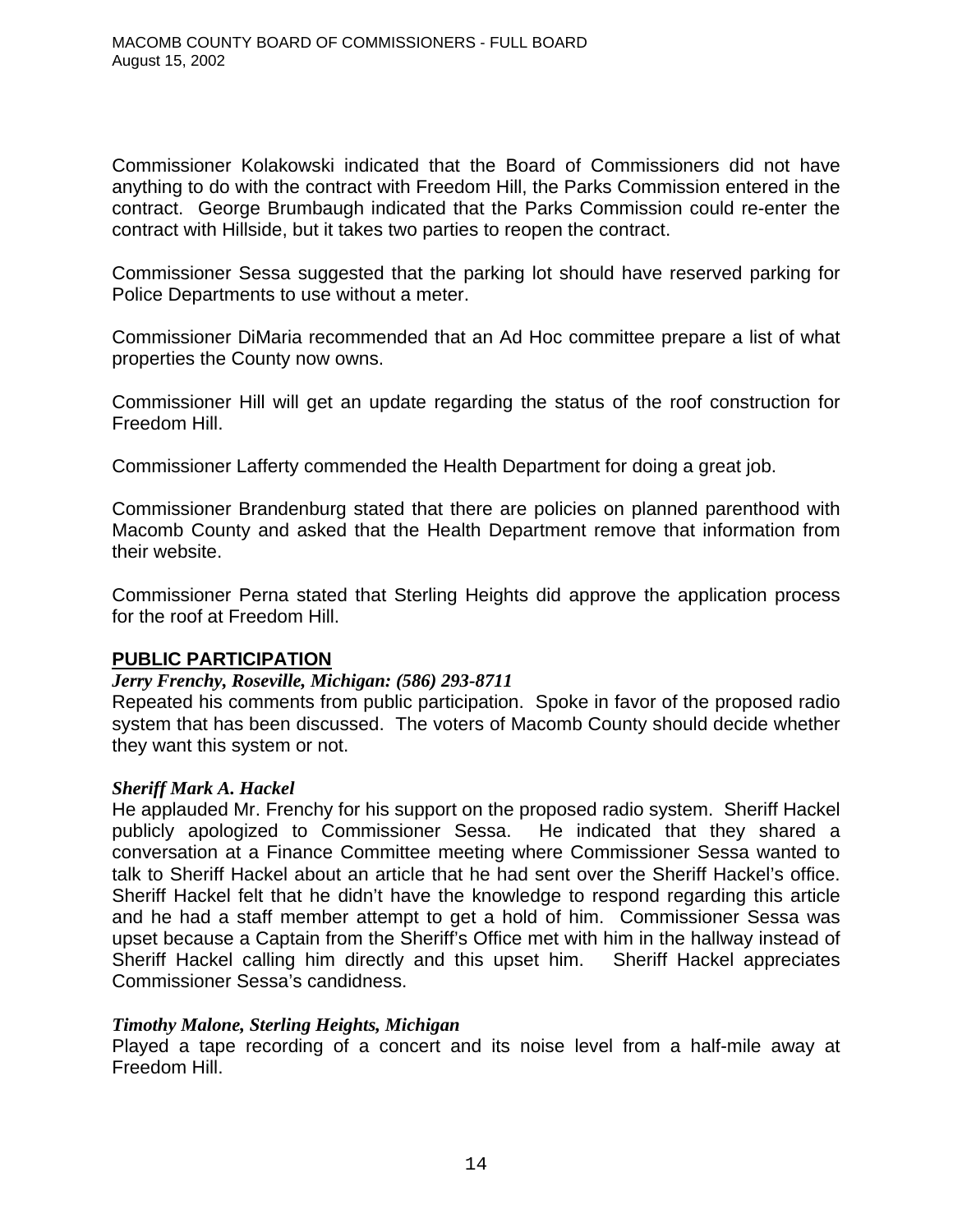Commissioner Kolakowski indicated that the Board of Commissioners did not have anything to do with the contract with Freedom Hill, the Parks Commission entered in the contract. George Brumbaugh indicated that the Parks Commission could re-enter the contract with Hillside, but it takes two parties to reopen the contract.

Commissioner Sessa suggested that the parking lot should have reserved parking for Police Departments to use without a meter.

Commissioner DiMaria recommended that an Ad Hoc committee prepare a list of what properties the County now owns.

Commissioner Hill will get an update regarding the status of the roof construction for Freedom Hill.

Commissioner Lafferty commended the Health Department for doing a great job.

Commissioner Brandenburg stated that there are policies on planned parenthood with Macomb County and asked that the Health Department remove that information from their website.

Commissioner Perna stated that Sterling Heights did approve the application process for the roof at Freedom Hill.

## PUBLIC PARTICIPATION

***Jerry Frenchy, Roseville, Michigan: (586) 293-8711***

Repeated his comments from public participation. Spoke in favor of the proposed radio system that has been discussed. The voters of Macomb County should decide whether they want this system or not.

***Sheriff Mark A. Hackel***

He applauded Mr. Frenchy for his support on the proposed radio system. Sheriff Hackel publicly apologized to Commissioner Sessa. He indicated that they shared a conversation at a Finance Committee meeting where Commissioner Sessa wanted to talk to Sheriff Hackel about an article that he had sent over the Sheriff Hackel's office. Sheriff Hackel felt that he didn't have the knowledge to respond regarding this article and he had a staff member attempt to get a hold of him. Commissioner Sessa was upset because a Captain from the Sheriff's Office met with him in the hallway instead of Sheriff Hackel calling him directly and this upset him. Sheriff Hackel appreciates Commissioner Sessa's candidness.

***Timothy Malone, Sterling Heights, Michigan***

Played a tape recording of a concert and its noise level from a half-mile away at Freedom Hill.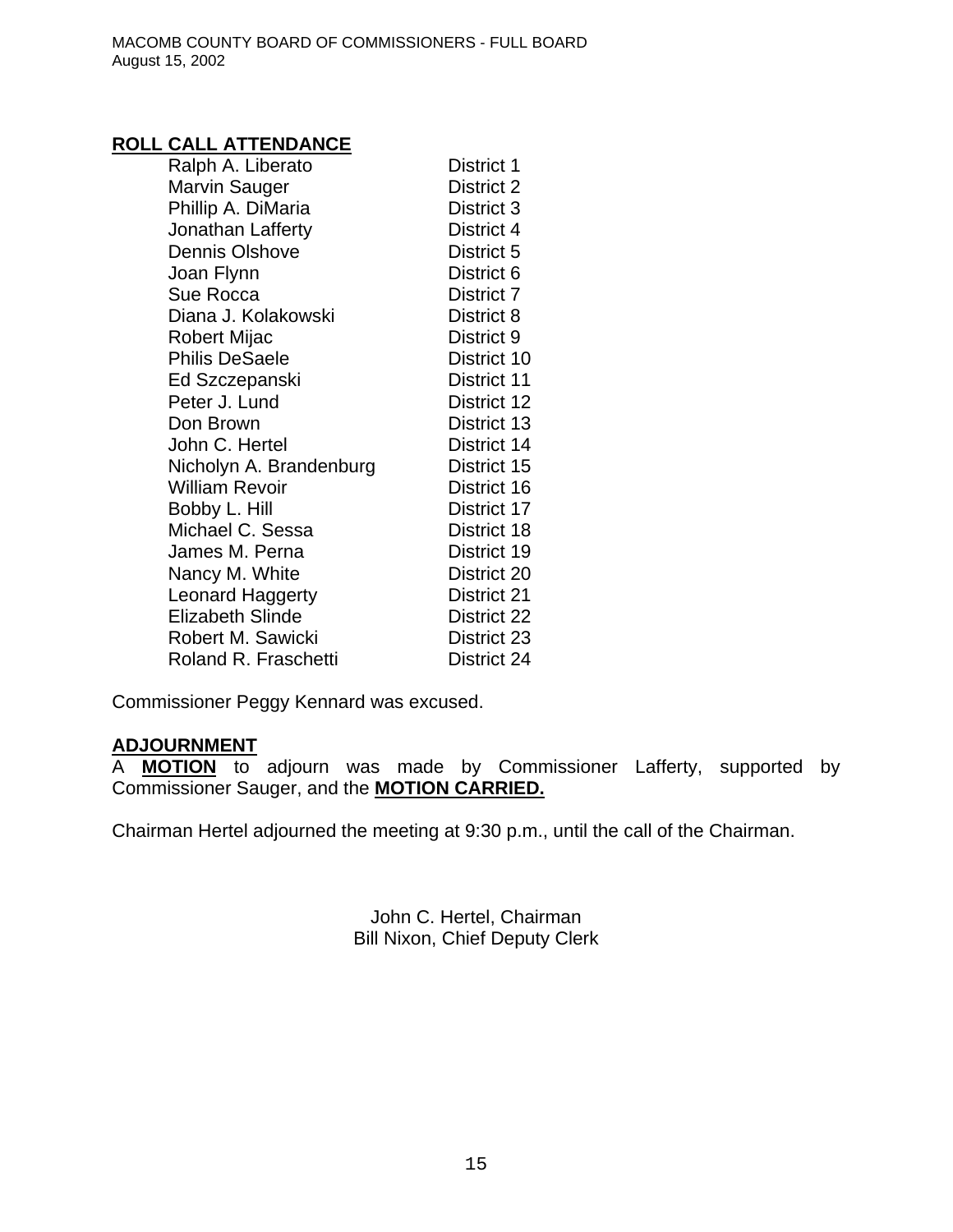## ROLL CALL ATTENDANCE

| | |
|---|---|
| Ralph A. Liberato | District 1 |
| Marvin Sauger | District 2 |
| Phillip A. DiMaria | District 3 |
| Jonathan Lafferty | District 4 |
| Dennis Olshove | District 5 |
| Joan Flynn | District 6 |
| Sue Rocca | District 7 |
| Diana J. Kolakowski | District 8 |
| Robert Mijac | District 9 |
| Philis DeSaele | District 10 |
| Ed Szczepanski | District 11 |
| Peter J. Lund | District 12 |
| Don Brown | District 13 |
| John C. Hertel | District 14 |
| Nicholyn A. Brandenburg | District 15 |
| William Revoir | District 16 |
| Bobby L. Hill | District 17 |
| Michael C. Sessa | District 18 |
| James M. Perna | District 19 |
| Nancy M. White | District 20 |
| Leonard Haggerty | District 21 |
| Elizabeth Slinde | District 22 |
| Robert M. Sawicki | District 23 |
| Roland R. Fraschetti | District 24 |

Commissioner Peggy Kennard was excused.

## ADJOURNMENT

A **MOTION** to adjourn was made by Commissioner Lafferty, supported by Commissioner Sauger, and the **MOTION CARRIED.**

Chairman Hertel adjourned the meeting at 9:30 p.m., until the call of the Chairman.

John C. Hertel, Chairman
Bill Nixon, Chief Deputy Clerk